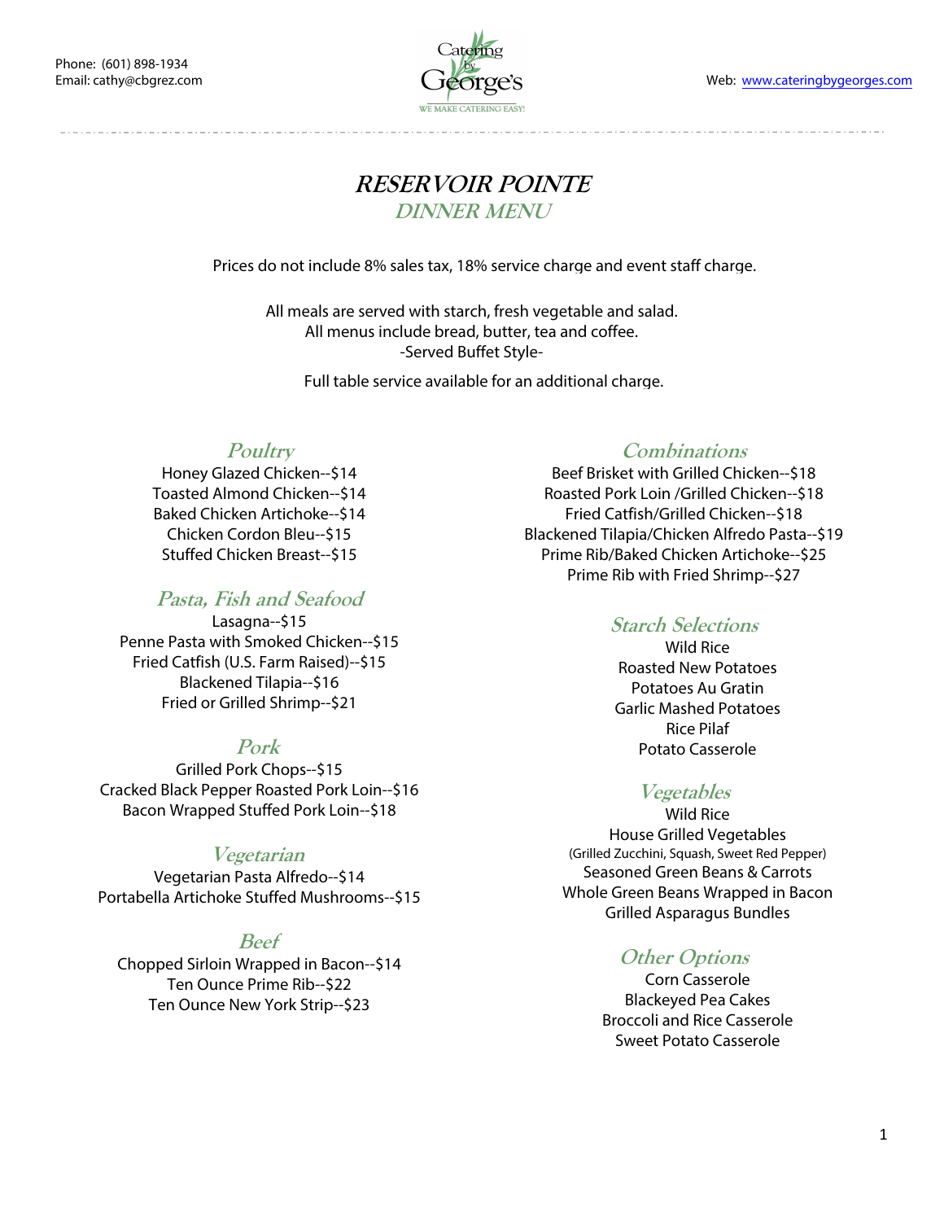Phone: (601) 898-1934
Email: cathy@cbgrez.com

Catering by George's
WE MAKE CATERING EASY!

Web: www.cateringbygeorges.com

# RESERVOIR POINTE

## DINNER MENU

Prices do not include 8% sales tax, 18% service charge and event staff charge.

All meals are served with starch, fresh vegetable and salad.
All menus include bread, butter, tea and coffee.
-Served Buffet Style-

Full table service available for an additional charge.

### Poultry

Honey Glazed Chicken--$14
Toasted Almond Chicken--$14
Baked Chicken Artichoke--$14
Chicken Cordon Bleu--$15
Stuffed Chicken Breast--$15

### Pasta, Fish and Seafood

Lasagna--$15
Penne Pasta with Smoked Chicken--$15
Fried Catfish (U.S. Farm Raised)--$15
Blackened Tilapia--$16
Fried or Grilled Shrimp--$21

### Pork

Grilled Pork Chops--$15
Cracked Black Pepper Roasted Pork Loin--$16
Bacon Wrapped Stuffed Pork Loin--$18

### Vegetarian

Vegetarian Pasta Alfredo--$14
Portabella Artichoke Stuffed Mushrooms--$15

### Beef

Chopped Sirloin Wrapped in Bacon--$14
Ten Ounce Prime Rib--$22
Ten Ounce New York Strip--$23

### Combinations

Beef Brisket with Grilled Chicken--$18
Roasted Pork Loin /Grilled Chicken--$18
Fried Catfish/Grilled Chicken--$18
Blackened Tilapia/Chicken Alfredo Pasta--$19
Prime Rib/Baked Chicken Artichoke--$25
Prime Rib with Fried Shrimp--$27

### Starch Selections

Wild Rice
Roasted New Potatoes
Potatoes Au Gratin
Garlic Mashed Potatoes
Rice Pilaf
Potato Casserole

### Vegetables

Wild Rice
House Grilled Vegetables
(Grilled Zucchini, Squash, Sweet Red Pepper)
Seasoned Green Beans & Carrots
Whole Green Beans Wrapped in Bacon
Grilled Asparagus Bundles

### Other Options

Corn Casserole
Blackeyed Pea Cakes
Broccoli and Rice Casserole
Sweet Potato Casserole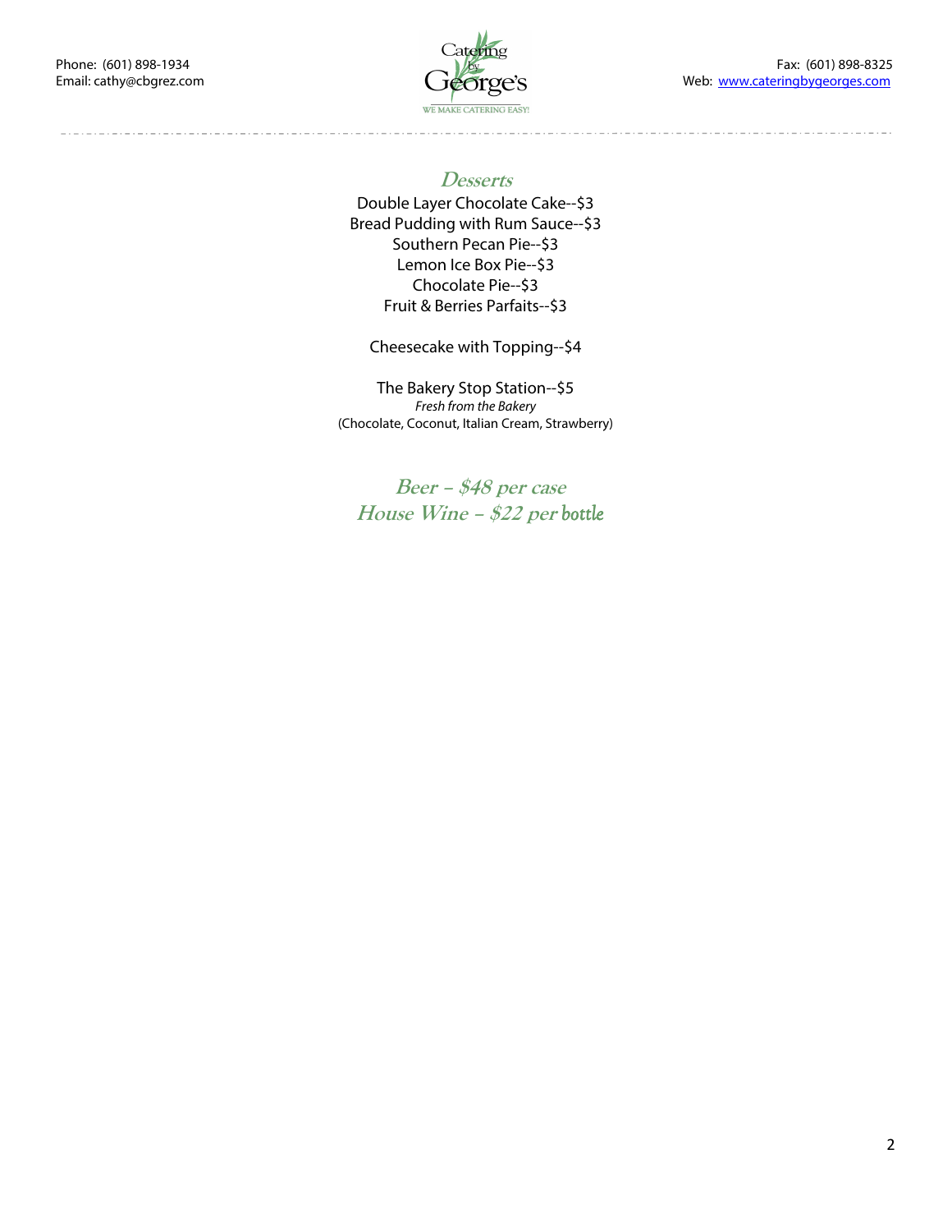Phone: (601) 898-1934
Email: cathy@cbgrez.com

Fax: (601) 898-8325
Web: www.cateringbygeorges.com

## *Desserts*

Double Layer Chocolate Cake--$3
Bread Pudding with Rum Sauce--$3
Southern Pecan Pie--$3
Lemon Ice Box Pie--$3
Chocolate Pie--$3
Fruit & Berries Parfaits--$3

Cheesecake with Topping--$4

The Bakery Stop Station--$5
*Fresh from the Bakery*
(Chocolate, Coconut, Italian Cream, Strawberry)

## *Beer – $48 per case*
## *House Wine – $22 per bottle*